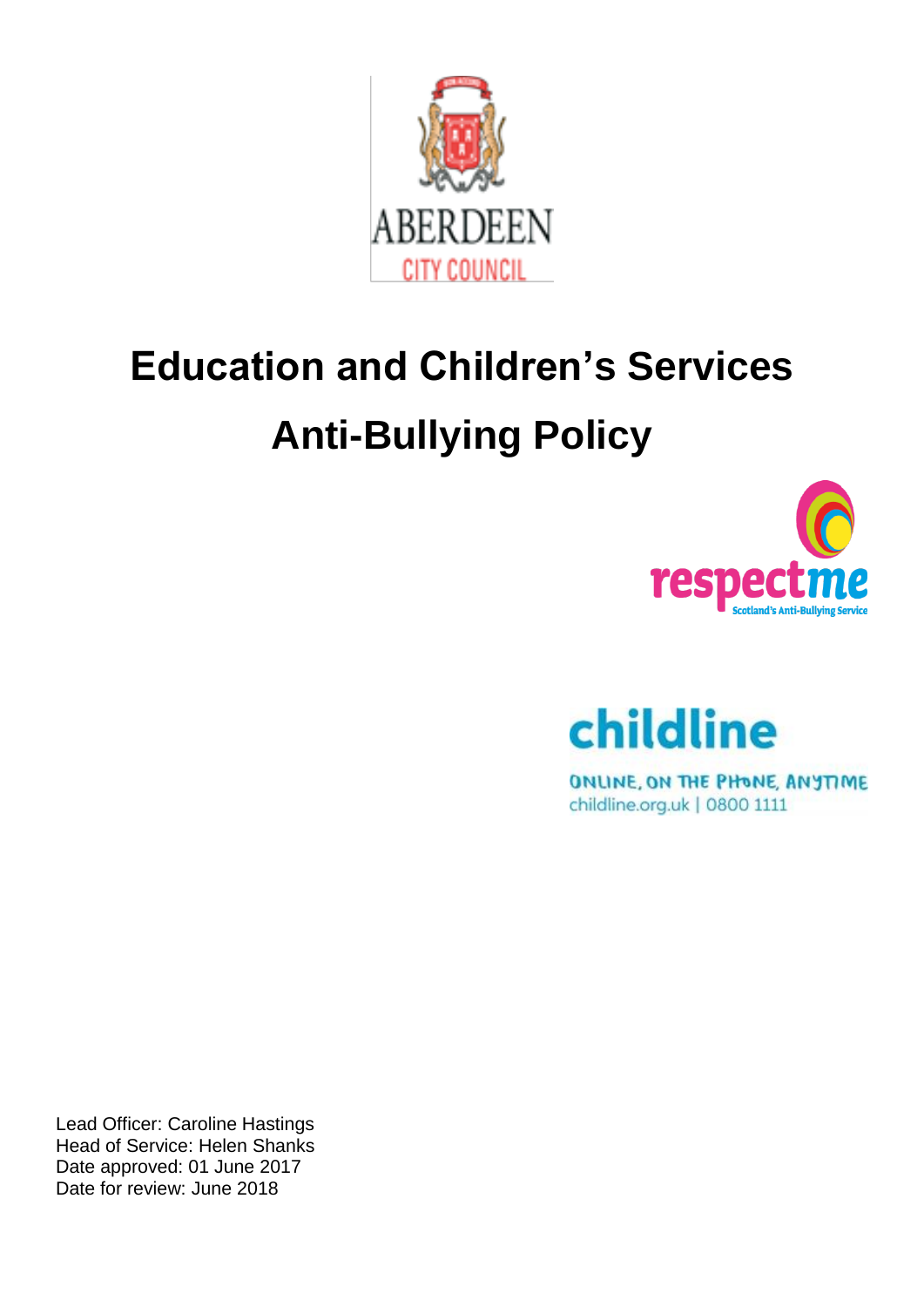ABERDEEN
CITY COUNCIL

# Education and Children's Services

# Anti-Bullying Policy

respectme
Scotland's Anti-Bullying Service

childline
ONLINE, ON THE PHONE, ANYTIME
childline.org.uk | 0800 1111

Lead Officer: Caroline Hastings
Head of Service: Helen Shanks
Date approved: 01 June 2017
Date for review: June 2018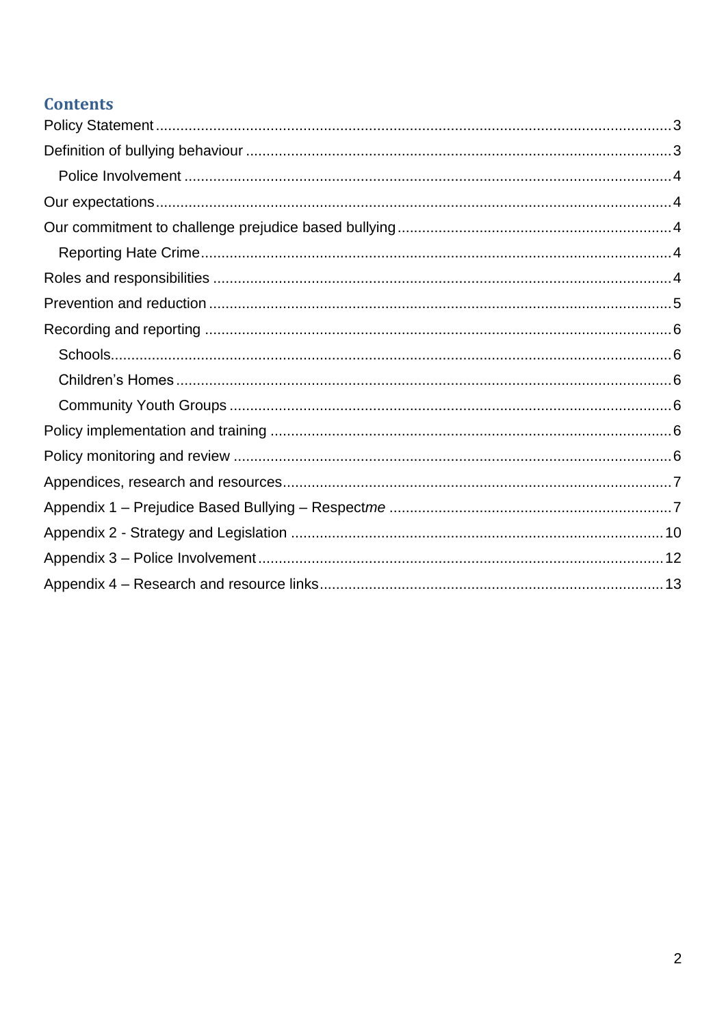## Contents

- Policy Statement ..... 3
- Definition of bullying behaviour ..... 3
  - Police Involvement ..... 4
- Our expectations ..... 4
- Our commitment to challenge prejudice based bullying ..... 4
  - Reporting Hate Crime ..... 4
- Roles and responsibilities ..... 4
- Prevention and reduction ..... 5
- Recording and reporting ..... 6
  - Schools ..... 6
  - Children's Homes ..... 6
  - Community Youth Groups ..... 6
- Policy implementation and training ..... 6
- Policy monitoring and review ..... 6
- Appendices, research and resources ..... 7
- Appendix 1 – Prejudice Based Bullying – Respect*me* ..... 7
- Appendix 2 - Strategy and Legislation ..... 10
- Appendix 3 – Police Involvement ..... 12
- Appendix 4 – Research and resource links ..... 13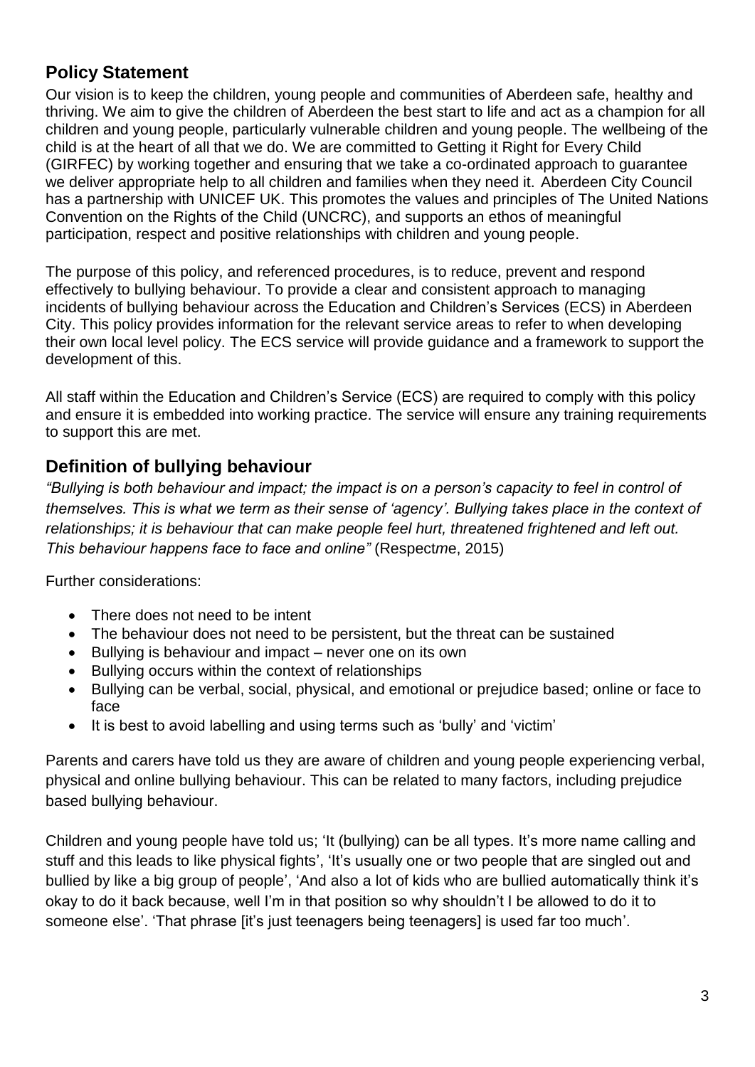## Policy Statement

Our vision is to keep the children, young people and communities of Aberdeen safe, healthy and thriving. We aim to give the children of Aberdeen the best start to life and act as a champion for all children and young people, particularly vulnerable children and young people. The wellbeing of the child is at the heart of all that we do. We are committed to Getting it Right for Every Child (GIRFEC) by working together and ensuring that we take a co-ordinated approach to guarantee we deliver appropriate help to all children and families when they need it. Aberdeen City Council has a partnership with UNICEF UK. This promotes the values and principles of The United Nations Convention on the Rights of the Child (UNCRC), and supports an ethos of meaningful participation, respect and positive relationships with children and young people.

The purpose of this policy, and referenced procedures, is to reduce, prevent and respond effectively to bullying behaviour. To provide a clear and consistent approach to managing incidents of bullying behaviour across the Education and Children's Services (ECS) in Aberdeen City. This policy provides information for the relevant service areas to refer to when developing their own local level policy. The ECS service will provide guidance and a framework to support the development of this.

All staff within the Education and Children's Service (ECS) are required to comply with this policy and ensure it is embedded into working practice. The service will ensure any training requirements to support this are met.

## Definition of bullying behaviour

*"Bullying is both behaviour and impact; the impact is on a person's capacity to feel in control of themselves. This is what we term as their sense of 'agency'. Bullying takes place in the context of relationships; it is behaviour that can make people feel hurt, threatened frightened and left out. This behaviour happens face to face and online"* (Respect*m*e, 2015)

Further considerations:

- There does not need to be intent
- The behaviour does not need to be persistent, but the threat can be sustained
- Bullying is behaviour and impact – never one on its own
- Bullying occurs within the context of relationships
- Bullying can be verbal, social, physical, and emotional or prejudice based; online or face to face
- It is best to avoid labelling and using terms such as 'bully' and 'victim'

Parents and carers have told us they are aware of children and young people experiencing verbal, physical and online bullying behaviour. This can be related to many factors, including prejudice based bullying behaviour.

Children and young people have told us; 'It (bullying) can be all types. It's more name calling and stuff and this leads to like physical fights', 'It's usually one or two people that are singled out and bullied by like a big group of people', 'And also a lot of kids who are bullied automatically think it's okay to do it back because, well I'm in that position so why shouldn't I be allowed to do it to someone else'. 'That phrase [it's just teenagers being teenagers] is used far too much'.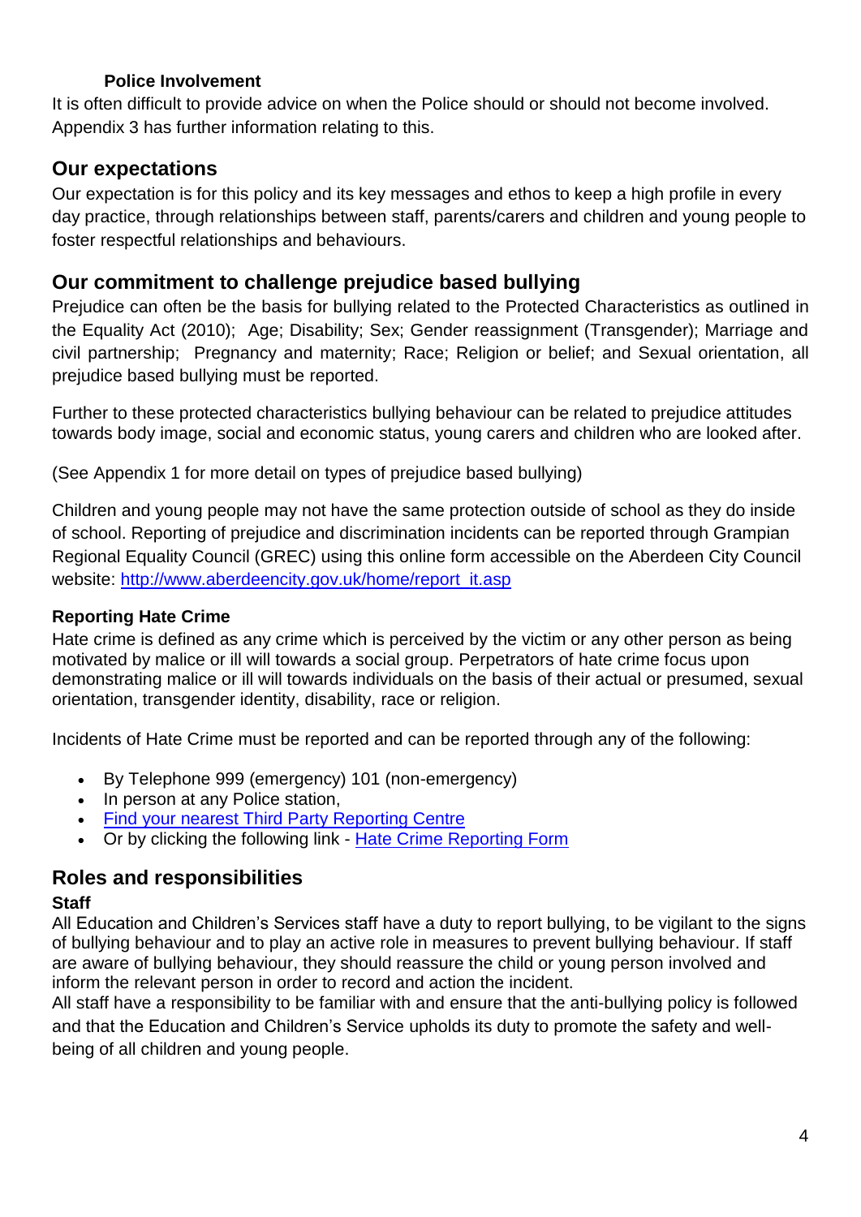**Police Involvement**

It is often difficult to provide advice on when the Police should or should not become involved. Appendix 3 has further information relating to this.

## Our expectations

Our expectation is for this policy and its key messages and ethos to keep a high profile in every day practice, through relationships between staff, parents/carers and children and young people to foster respectful relationships and behaviours.

## Our commitment to challenge prejudice based bullying

Prejudice can often be the basis for bullying related to the Protected Characteristics as outlined in the Equality Act (2010); Age; Disability; Sex; Gender reassignment (Transgender); Marriage and civil partnership; Pregnancy and maternity; Race; Religion or belief; and Sexual orientation, all prejudice based bullying must be reported.

Further to these protected characteristics bullying behaviour can be related to prejudice attitudes towards body image, social and economic status, young carers and children who are looked after.

(See Appendix 1 for more detail on types of prejudice based bullying)

Children and young people may not have the same protection outside of school as they do inside of school. Reporting of prejudice and discrimination incidents can be reported through Grampian Regional Equality Council (GREC) using this online form accessible on the Aberdeen City Council website: [http://www.aberdeencity.gov.uk/home/report_it.asp](http://www.aberdeencity.gov.uk/home/report_it.asp)

### Reporting Hate Crime

Hate crime is defined as any crime which is perceived by the victim or any other person as being motivated by malice or ill will towards a social group. Perpetrators of hate crime focus upon demonstrating malice or ill will towards individuals on the basis of their actual or presumed, sexual orientation, transgender identity, disability, race or religion.

Incidents of Hate Crime must be reported and can be reported through any of the following:

- By Telephone 999 (emergency) 101 (non-emergency)
- In person at any Police station,
- Find your nearest Third Party Reporting Centre
- Or by clicking the following link - Hate Crime Reporting Form

## Roles and responsibilities

**Staff**

All Education and Children's Services staff have a duty to report bullying, to be vigilant to the signs of bullying behaviour and to play an active role in measures to prevent bullying behaviour. If staff are aware of bullying behaviour, they should reassure the child or young person involved and inform the relevant person in order to record and action the incident.

All staff have a responsibility to be familiar with and ensure that the anti-bullying policy is followed and that the Education and Children's Service upholds its duty to promote the safety and well-being of all children and young people.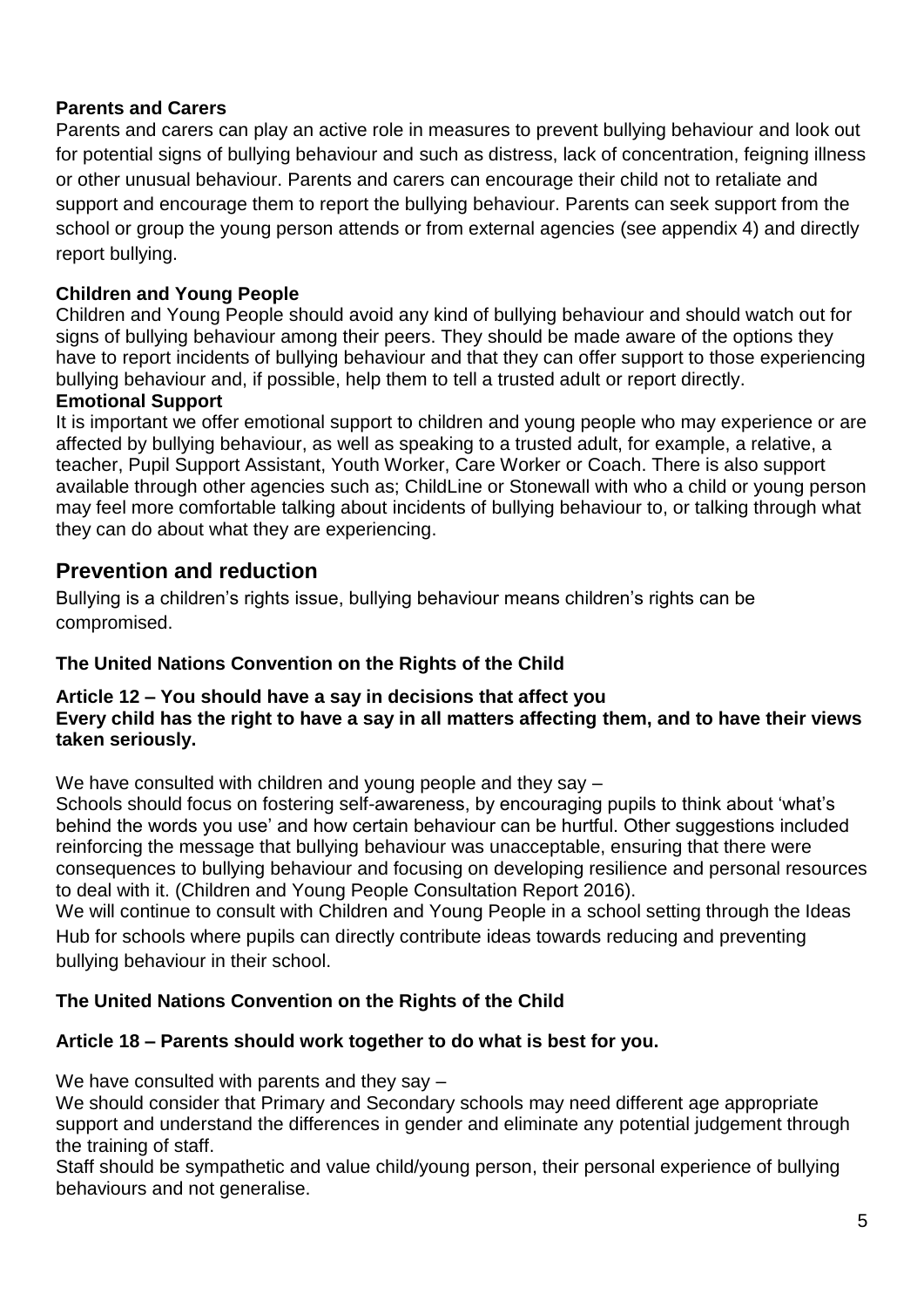**Parents and Carers**

Parents and carers can play an active role in measures to prevent bullying behaviour and look out for potential signs of bullying behaviour and such as distress, lack of concentration, feigning illness or other unusual behaviour. Parents and carers can encourage their child not to retaliate and support and encourage them to report the bullying behaviour. Parents can seek support from the school or group the young person attends or from external agencies (see appendix 4) and directly report bullying.

**Children and Young People**

Children and Young People should avoid any kind of bullying behaviour and should watch out for signs of bullying behaviour among their peers. They should be made aware of the options they have to report incidents of bullying behaviour and that they can offer support to those experiencing bullying behaviour and, if possible, help them to tell a trusted adult or report directly.

**Emotional Support**

It is important we offer emotional support to children and young people who may experience or are affected by bullying behaviour, as well as speaking to a trusted adult, for example, a relative, a teacher, Pupil Support Assistant, Youth Worker, Care Worker or Coach. There is also support available through other agencies such as; ChildLine or Stonewall with who a child or young person may feel more comfortable talking about incidents of bullying behaviour to, or talking through what they can do about what they are experiencing.

## Prevention and reduction

Bullying is a children's rights issue, bullying behaviour means children's rights can be compromised.

**The United Nations Convention on the Rights of the Child**

**Article 12 – You should have a say in decisions that affect you**
**Every child has the right to have a say in all matters affecting them, and to have their views taken seriously.**

We have consulted with children and young people and they say –
Schools should focus on fostering self-awareness, by encouraging pupils to think about 'what's behind the words you use' and how certain behaviour can be hurtful. Other suggestions included reinforcing the message that bullying behaviour was unacceptable, ensuring that there were consequences to bullying behaviour and focusing on developing resilience and personal resources to deal with it. (Children and Young People Consultation Report 2016).
We will continue to consult with Children and Young People in a school setting through the Ideas Hub for schools where pupils can directly contribute ideas towards reducing and preventing bullying behaviour in their school.

**The United Nations Convention on the Rights of the Child**

**Article 18 – Parents should work together to do what is best for you.**

We have consulted with parents and they say –
We should consider that Primary and Secondary schools may need different age appropriate support and understand the differences in gender and eliminate any potential judgement through the training of staff.
Staff should be sympathetic and value child/young person, their personal experience of bullying behaviours and not generalise.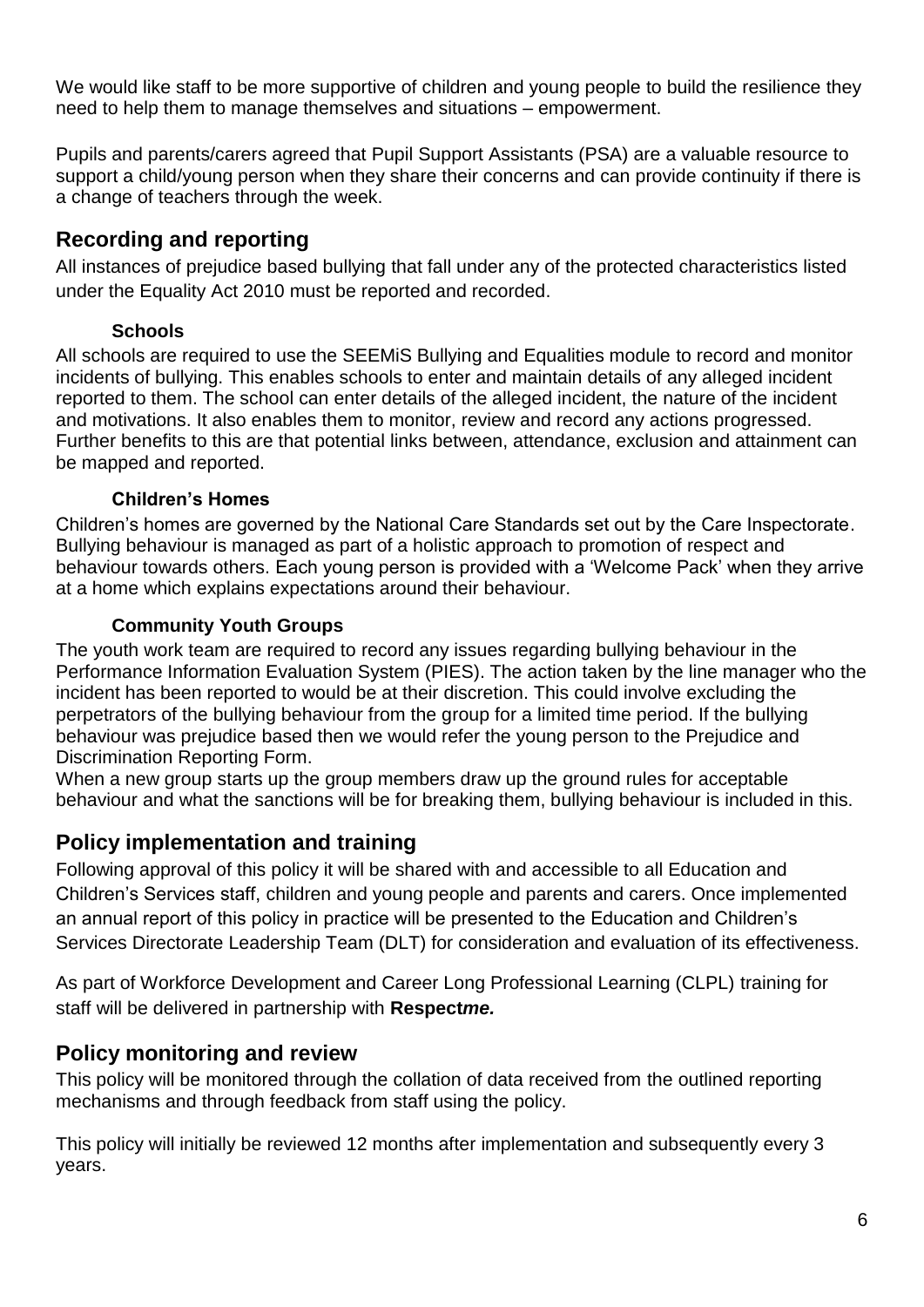We would like staff to be more supportive of children and young people to build the resilience they need to help them to manage themselves and situations – empowerment.

Pupils and parents/carers agreed that Pupil Support Assistants (PSA) are a valuable resource to support a child/young person when they share their concerns and can provide continuity if there is a change of teachers through the week.

## Recording and reporting

All instances of prejudice based bullying that fall under any of the protected characteristics listed under the Equality Act 2010 must be reported and recorded.

### Schools

All schools are required to use the SEEMiS Bullying and Equalities module to record and monitor incidents of bullying. This enables schools to enter and maintain details of any alleged incident reported to them. The school can enter details of the alleged incident, the nature of the incident and motivations. It also enables them to monitor, review and record any actions progressed. Further benefits to this are that potential links between, attendance, exclusion and attainment can be mapped and reported.

### Children's Homes

Children's homes are governed by the National Care Standards set out by the Care Inspectorate. Bullying behaviour is managed as part of a holistic approach to promotion of respect and behaviour towards others. Each young person is provided with a 'Welcome Pack' when they arrive at a home which explains expectations around their behaviour.

### Community Youth Groups

The youth work team are required to record any issues regarding bullying behaviour in the Performance Information Evaluation System (PIES). The action taken by the line manager who the incident has been reported to would be at their discretion. This could involve excluding the perpetrators of the bullying behaviour from the group for a limited time period. If the bullying behaviour was prejudice based then we would refer the young person to the Prejudice and Discrimination Reporting Form.

When a new group starts up the group members draw up the ground rules for acceptable behaviour and what the sanctions will be for breaking them, bullying behaviour is included in this.

## Policy implementation and training

Following approval of this policy it will be shared with and accessible to all Education and Children's Services staff, children and young people and parents and carers. Once implemented an annual report of this policy in practice will be presented to the Education and Children's Services Directorate Leadership Team (DLT) for consideration and evaluation of its effectiveness.

As part of Workforce Development and Career Long Professional Learning (CLPL) training for staff will be delivered in partnership with **Respect*me.***

## Policy monitoring and review

This policy will be monitored through the collation of data received from the outlined reporting mechanisms and through feedback from staff using the policy.

This policy will initially be reviewed 12 months after implementation and subsequently every 3 years.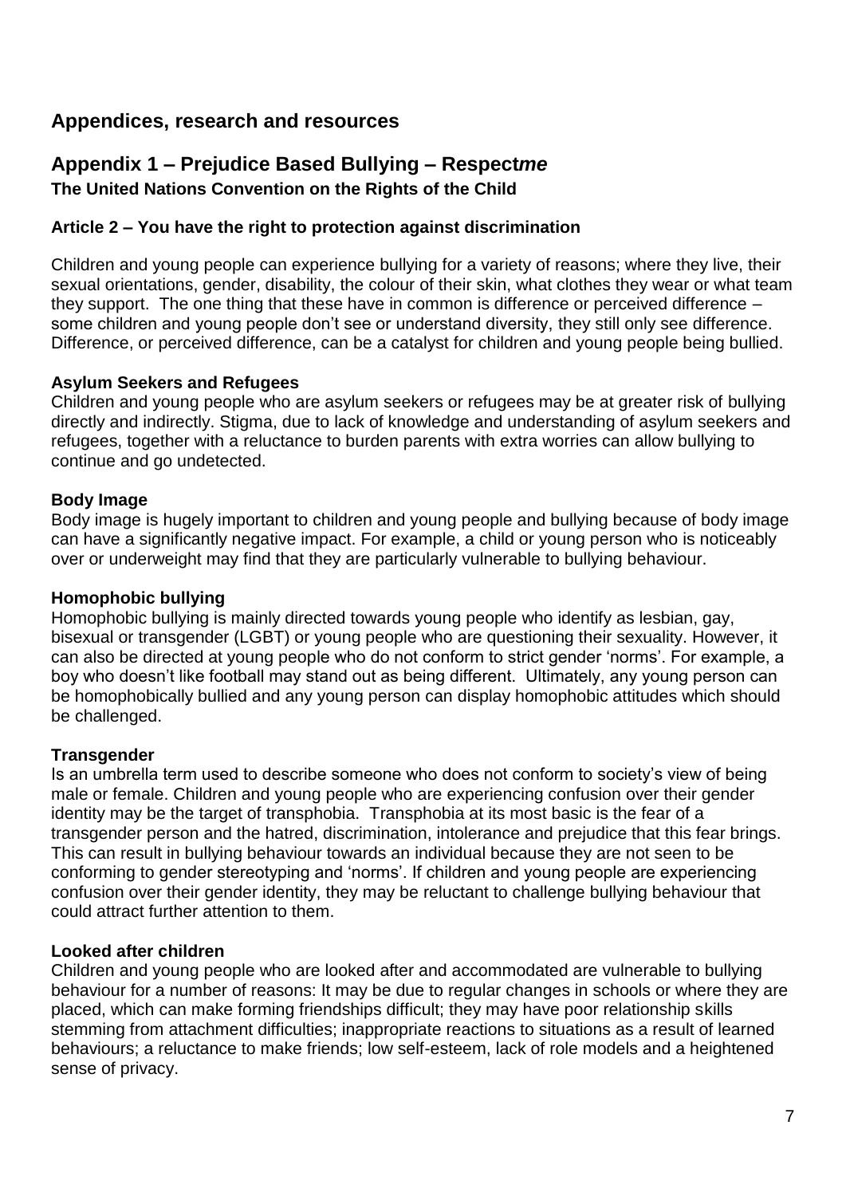## Appendices, research and resources

## Appendix 1 – Prejudice Based Bullying – Respect*me*

**The United Nations Convention on the Rights of the Child**

**Article 2 – You have the right to protection against discrimination**

Children and young people can experience bullying for a variety of reasons; where they live, their sexual orientations, gender, disability, the colour of their skin, what clothes they wear or what team they support. The one thing that these have in common is difference or perceived difference – some children and young people don't see or understand diversity, they still only see difference. Difference, or perceived difference, can be a catalyst for children and young people being bullied.

**Asylum Seekers and Refugees**
Children and young people who are asylum seekers or refugees may be at greater risk of bullying directly and indirectly. Stigma, due to lack of knowledge and understanding of asylum seekers and refugees, together with a reluctance to burden parents with extra worries can allow bullying to continue and go undetected.

**Body Image**
Body image is hugely important to children and young people and bullying because of body image can have a significantly negative impact. For example, a child or young person who is noticeably over or underweight may find that they are particularly vulnerable to bullying behaviour.

**Homophobic bullying**
Homophobic bullying is mainly directed towards young people who identify as lesbian, gay, bisexual or transgender (LGBT) or young people who are questioning their sexuality. However, it can also be directed at young people who do not conform to strict gender 'norms'. For example, a boy who doesn't like football may stand out as being different. Ultimately, any young person can be homophobically bullied and any young person can display homophobic attitudes which should be challenged.

**Transgender**
Is an umbrella term used to describe someone who does not conform to society's view of being male or female. Children and young people who are experiencing confusion over their gender identity may be the target of transphobia. Transphobia at its most basic is the fear of a transgender person and the hatred, discrimination, intolerance and prejudice that this fear brings. This can result in bullying behaviour towards an individual because they are not seen to be conforming to gender stereotyping and 'norms'. If children and young people are experiencing confusion over their gender identity, they may be reluctant to challenge bullying behaviour that could attract further attention to them.

**Looked after children**
Children and young people who are looked after and accommodated are vulnerable to bullying behaviour for a number of reasons: It may be due to regular changes in schools or where they are placed, which can make forming friendships difficult; they may have poor relationship skills stemming from attachment difficulties; inappropriate reactions to situations as a result of learned behaviours; a reluctance to make friends; low self-esteem, lack of role models and a heightened sense of privacy.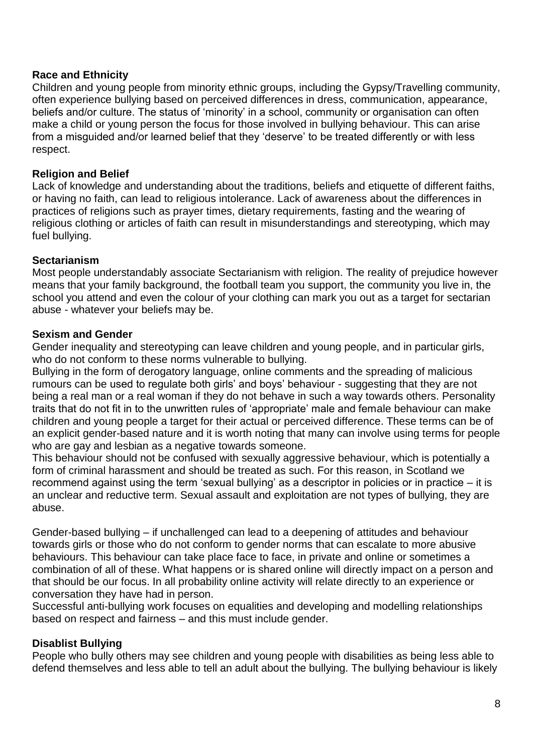**Race and Ethnicity**

Children and young people from minority ethnic groups, including the Gypsy/Travelling community, often experience bullying based on perceived differences in dress, communication, appearance, beliefs and/or culture. The status of 'minority' in a school, community or organisation can often make a child or young person the focus for those involved in bullying behaviour. This can arise from a misguided and/or learned belief that they 'deserve' to be treated differently or with less respect.

**Religion and Belief**

Lack of knowledge and understanding about the traditions, beliefs and etiquette of different faiths, or having no faith, can lead to religious intolerance. Lack of awareness about the differences in practices of religions such as prayer times, dietary requirements, fasting and the wearing of religious clothing or articles of faith can result in misunderstandings and stereotyping, which may fuel bullying.

**Sectarianism**

Most people understandably associate Sectarianism with religion. The reality of prejudice however means that your family background, the football team you support, the community you live in, the school you attend and even the colour of your clothing can mark you out as a target for sectarian abuse - whatever your beliefs may be.

**Sexism and Gender**

Gender inequality and stereotyping can leave children and young people, and in particular girls, who do not conform to these norms vulnerable to bullying.

Bullying in the form of derogatory language, online comments and the spreading of malicious rumours can be used to regulate both girls' and boys' behaviour - suggesting that they are not being a real man or a real woman if they do not behave in such a way towards others. Personality traits that do not fit in to the unwritten rules of 'appropriate' male and female behaviour can make children and young people a target for their actual or perceived difference. These terms can be of an explicit gender-based nature and it is worth noting that many can involve using terms for people who are gay and lesbian as a negative towards someone.

This behaviour should not be confused with sexually aggressive behaviour, which is potentially a form of criminal harassment and should be treated as such. For this reason, in Scotland we recommend against using the term 'sexual bullying' as a descriptor in policies or in practice – it is an unclear and reductive term. Sexual assault and exploitation are not types of bullying, they are abuse.

Gender-based bullying – if unchallenged can lead to a deepening of attitudes and behaviour towards girls or those who do not conform to gender norms that can escalate to more abusive behaviours. This behaviour can take place face to face, in private and online or sometimes a combination of all of these. What happens or is shared online will directly impact on a person and that should be our focus. In all probability online activity will relate directly to an experience or conversation they have had in person.

Successful anti-bullying work focuses on equalities and developing and modelling relationships based on respect and fairness – and this must include gender.

**Disablist Bullying**

People who bully others may see children and young people with disabilities as being less able to defend themselves and less able to tell an adult about the bullying. The bullying behaviour is likely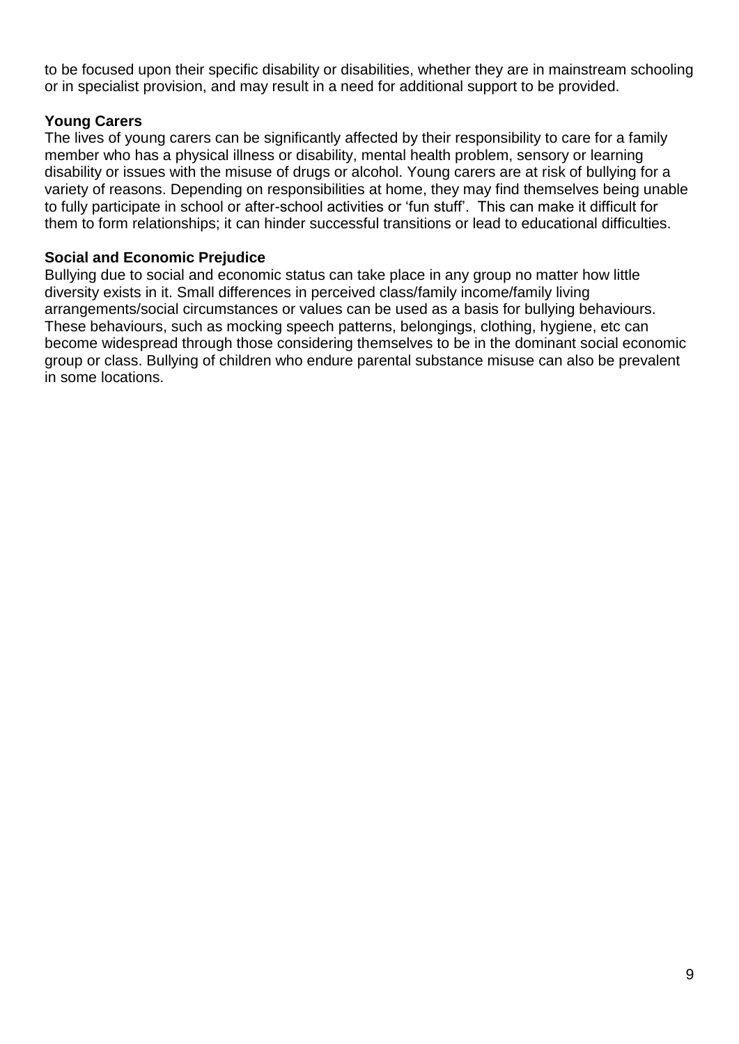to be focused upon their specific disability or disabilities, whether they are in mainstream schooling or in specialist provision, and may result in a need for additional support to be provided.

**Young Carers**

The lives of young carers can be significantly affected by their responsibility to care for a family member who has a physical illness or disability, mental health problem, sensory or learning disability or issues with the misuse of drugs or alcohol. Young carers are at risk of bullying for a variety of reasons. Depending on responsibilities at home, they may find themselves being unable to fully participate in school or after-school activities or 'fun stuff'. This can make it difficult for them to form relationships; it can hinder successful transitions or lead to educational difficulties.

**Social and Economic Prejudice**

Bullying due to social and economic status can take place in any group no matter how little diversity exists in it. Small differences in perceived class/family income/family living arrangements/social circumstances or values can be used as a basis for bullying behaviours. These behaviours, such as mocking speech patterns, belongings, clothing, hygiene, etc can become widespread through those considering themselves to be in the dominant social economic group or class. Bullying of children who endure parental substance misuse can also be prevalent in some locations.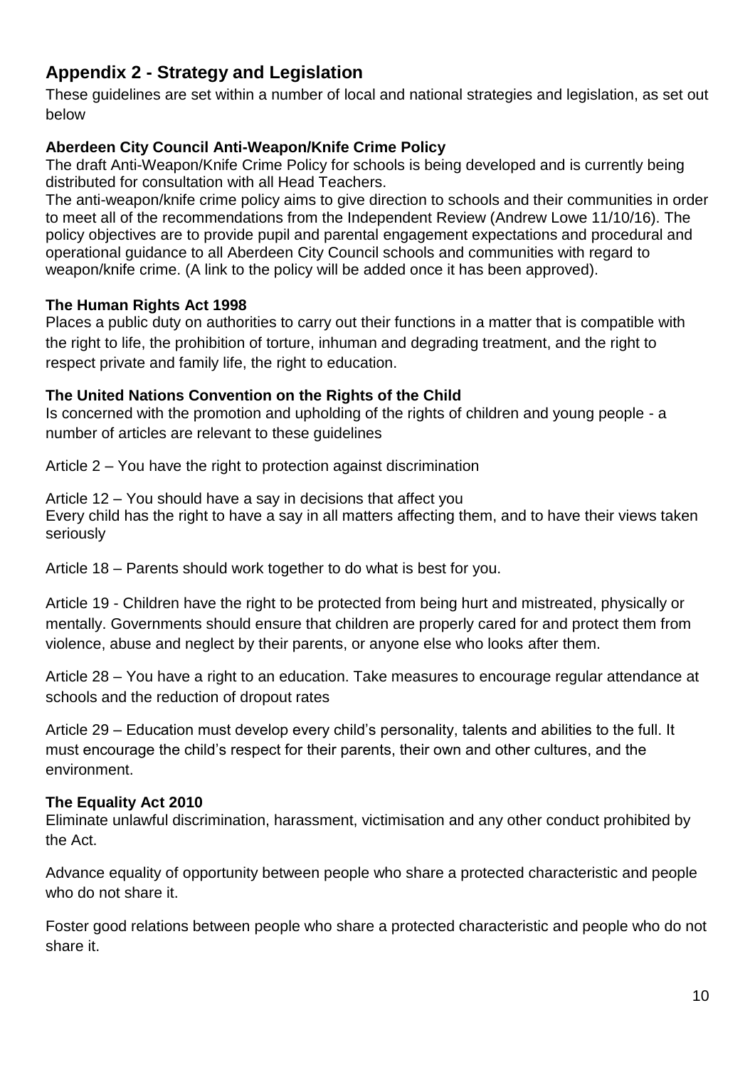## Appendix 2 - Strategy and Legislation

These guidelines are set within a number of local and national strategies and legislation, as set out below

**Aberdeen City Council Anti-Weapon/Knife Crime Policy**

The draft Anti-Weapon/Knife Crime Policy for schools is being developed and is currently being distributed for consultation with all Head Teachers.

The anti-weapon/knife crime policy aims to give direction to schools and their communities in order to meet all of the recommendations from the Independent Review (Andrew Lowe 11/10/16). The policy objectives are to provide pupil and parental engagement expectations and procedural and operational guidance to all Aberdeen City Council schools and communities with regard to weapon/knife crime. (A link to the policy will be added once it has been approved).

**The Human Rights Act 1998**

Places a public duty on authorities to carry out their functions in a matter that is compatible with the right to life, the prohibition of torture, inhuman and degrading treatment, and the right to respect private and family life, the right to education.

**The United Nations Convention on the Rights of the Child**

Is concerned with the promotion and upholding of the rights of children and young people - a number of articles are relevant to these guidelines

Article 2 – You have the right to protection against discrimination

Article 12 – You should have a say in decisions that affect you
Every child has the right to have a say in all matters affecting them, and to have their views taken seriously

Article 18 – Parents should work together to do what is best for you.

Article 19 - Children have the right to be protected from being hurt and mistreated, physically or mentally. Governments should ensure that children are properly cared for and protect them from violence, abuse and neglect by their parents, or anyone else who looks after them.

Article 28 – You have a right to an education. Take measures to encourage regular attendance at schools and the reduction of dropout rates

Article 29 – Education must develop every child's personality, talents and abilities to the full. It must encourage the child's respect for their parents, their own and other cultures, and the environment.

**The Equality Act 2010**

Eliminate unlawful discrimination, harassment, victimisation and any other conduct prohibited by the Act.

Advance equality of opportunity between people who share a protected characteristic and people who do not share it.

Foster good relations between people who share a protected characteristic and people who do not share it.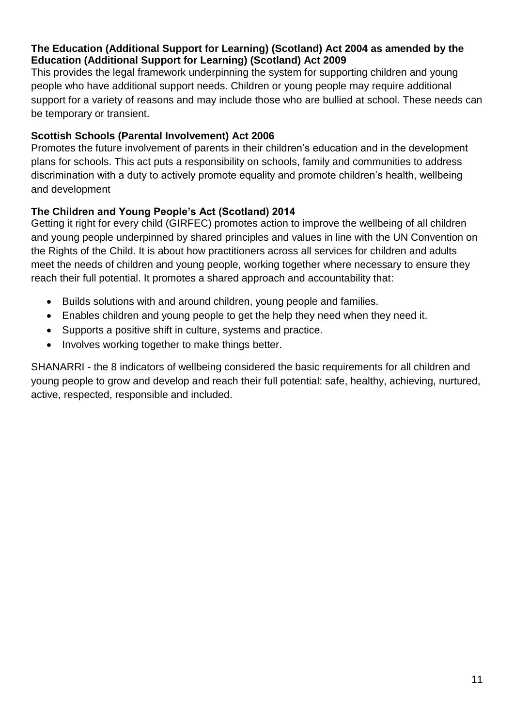**The Education (Additional Support for Learning) (Scotland) Act 2004 as amended by the Education (Additional Support for Learning) (Scotland) Act 2009**

This provides the legal framework underpinning the system for supporting children and young people who have additional support needs. Children or young people may require additional support for a variety of reasons and may include those who are bullied at school. These needs can be temporary or transient.

**Scottish Schools (Parental Involvement) Act 2006**

Promotes the future involvement of parents in their children's education and in the development plans for schools. This act puts a responsibility on schools, family and communities to address discrimination with a duty to actively promote equality and promote children's health, wellbeing and development

**The Children and Young People's Act (Scotland) 2014**

Getting it right for every child (GIRFEC) promotes action to improve the wellbeing of all children and young people underpinned by shared principles and values in line with the UN Convention on the Rights of the Child. It is about how practitioners across all services for children and adults meet the needs of children and young people, working together where necessary to ensure they reach their full potential. It promotes a shared approach and accountability that:

- Builds solutions with and around children, young people and families.
- Enables children and young people to get the help they need when they need it.
- Supports a positive shift in culture, systems and practice.
- Involves working together to make things better.

SHANARRI - the 8 indicators of wellbeing considered the basic requirements for all children and young people to grow and develop and reach their full potential: safe, healthy, achieving, nurtured, active, respected, responsible and included.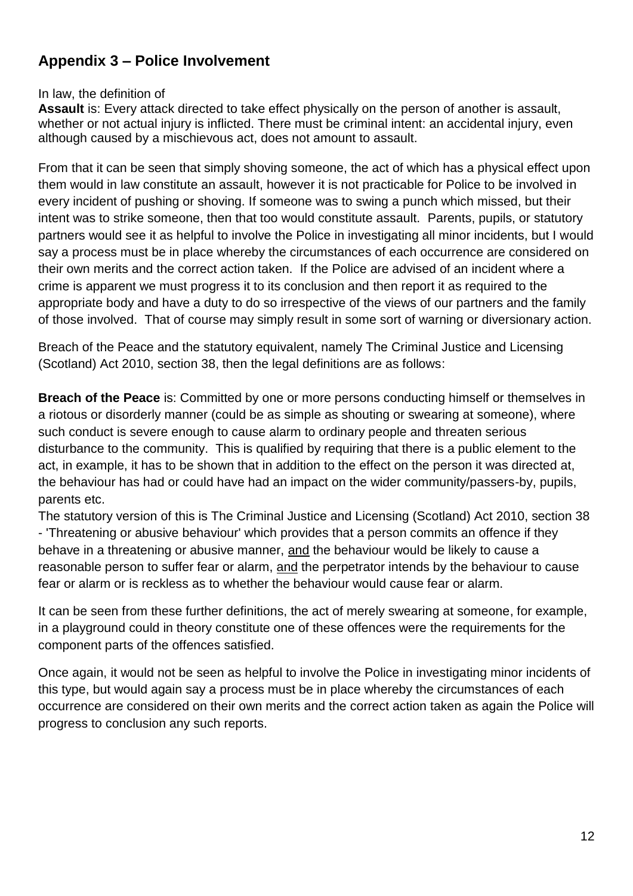## Appendix 3 – Police Involvement

In law, the definition of

**Assault** is: Every attack directed to take effect physically on the person of another is assault, whether or not actual injury is inflicted. There must be criminal intent: an accidental injury, even although caused by a mischievous act, does not amount to assault.

From that it can be seen that simply shoving someone, the act of which has a physical effect upon them would in law constitute an assault, however it is not practicable for Police to be involved in every incident of pushing or shoving. If someone was to swing a punch which missed, but their intent was to strike someone, then that too would constitute assault. Parents, pupils, or statutory partners would see it as helpful to involve the Police in investigating all minor incidents, but I would say a process must be in place whereby the circumstances of each occurrence are considered on their own merits and the correct action taken. If the Police are advised of an incident where a crime is apparent we must progress it to its conclusion and then report it as required to the appropriate body and have a duty to do so irrespective of the views of our partners and the family of those involved. That of course may simply result in some sort of warning or diversionary action.

Breach of the Peace and the statutory equivalent, namely The Criminal Justice and Licensing (Scotland) Act 2010, section 38, then the legal definitions are as follows:

**Breach of the Peace** is: Committed by one or more persons conducting himself or themselves in a riotous or disorderly manner (could be as simple as shouting or swearing at someone), where such conduct is severe enough to cause alarm to ordinary people and threaten serious disturbance to the community. This is qualified by requiring that there is a public element to the act, in example, it has to be shown that in addition to the effect on the person it was directed at, the behaviour has had or could have had an impact on the wider community/passers-by, pupils, parents etc.

The statutory version of this is The Criminal Justice and Licensing (Scotland) Act 2010, section 38 - 'Threatening or abusive behaviour' which provides that a person commits an offence if they behave in a threatening or abusive manner, <u>and</u> the behaviour would be likely to cause a reasonable person to suffer fear or alarm, <u>and</u> the perpetrator intends by the behaviour to cause fear or alarm or is reckless as to whether the behaviour would cause fear or alarm.

It can be seen from these further definitions, the act of merely swearing at someone, for example, in a playground could in theory constitute one of these offences were the requirements for the component parts of the offences satisfied.

Once again, it would not be seen as helpful to involve the Police in investigating minor incidents of this type, but would again say a process must be in place whereby the circumstances of each occurrence are considered on their own merits and the correct action taken as again the Police will progress to conclusion any such reports.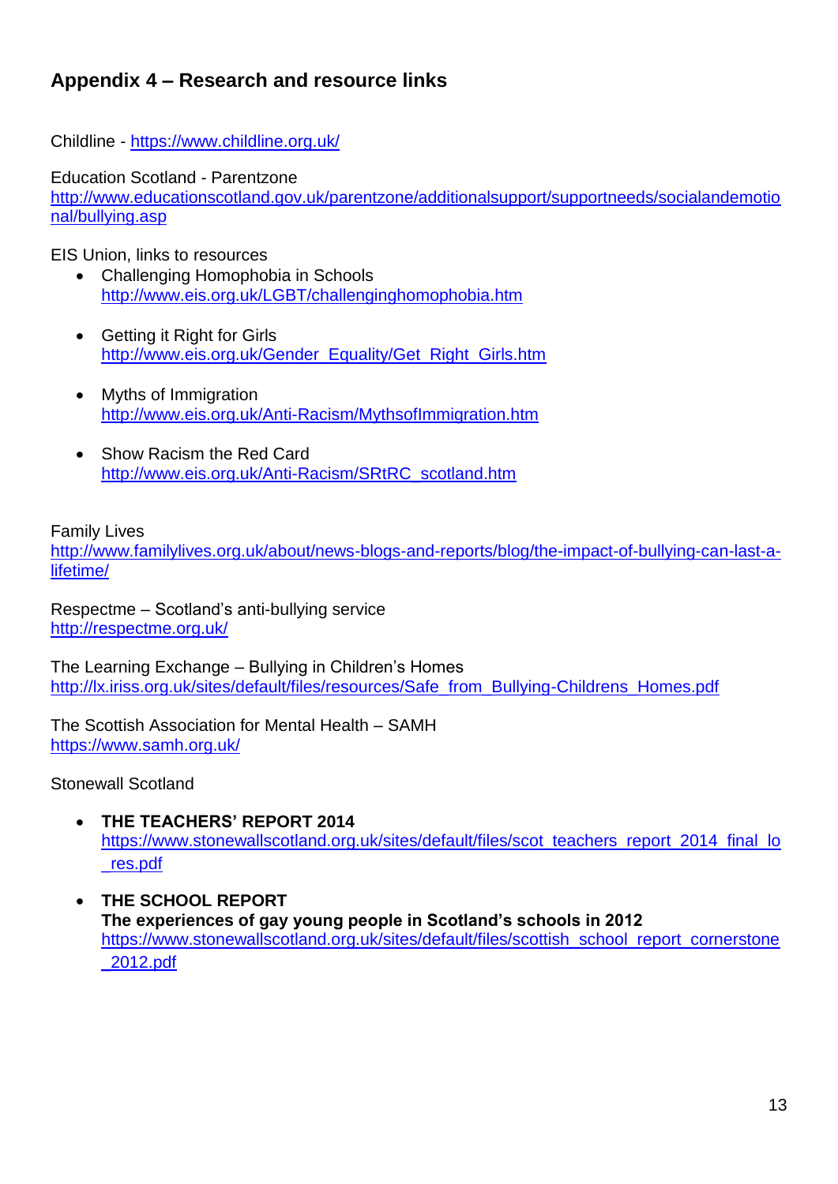## Appendix 4 – Research and resource links

Childline - https://www.childline.org.uk/

Education Scotland - Parentzone
http://www.educationscotland.gov.uk/parentzone/additionalsupport/supportneeds/socialandemotional/bullying.asp

EIS Union, links to resources

- Challenging Homophobia in Schools
  http://www.eis.org.uk/LGBT/challenginghomophobia.htm

- Getting it Right for Girls
  http://www.eis.org.uk/Gender_Equality/Get_Right_Girls.htm

- Myths of Immigration
  http://www.eis.org.uk/Anti-Racism/MythsofImmigration.htm

- Show Racism the Red Card
  http://www.eis.org.uk/Anti-Racism/SRtRC_scotland.htm

Family Lives
http://www.familylives.org.uk/about/news-blogs-and-reports/blog/the-impact-of-bullying-can-last-a-lifetime/

Respectme – Scotland's anti-bullying service
http://respectme.org.uk/

The Learning Exchange – Bullying in Children's Homes
http://lx.iriss.org.uk/sites/default/files/resources/Safe_from_Bullying-Childrens_Homes.pdf

The Scottish Association for Mental Health – SAMH
https://www.samh.org.uk/

Stonewall Scotland

- **THE TEACHERS' REPORT 2014**
  https://www.stonewallscotland.org.uk/sites/default/files/scot_teachers_report_2014_final_lo_res.pdf

- **THE SCHOOL REPORT**
  **The experiences of gay young people in Scotland's schools in 2012**
  https://www.stonewallscotland.org.uk/sites/default/files/scottish_school_report_cornerstone_2012.pdf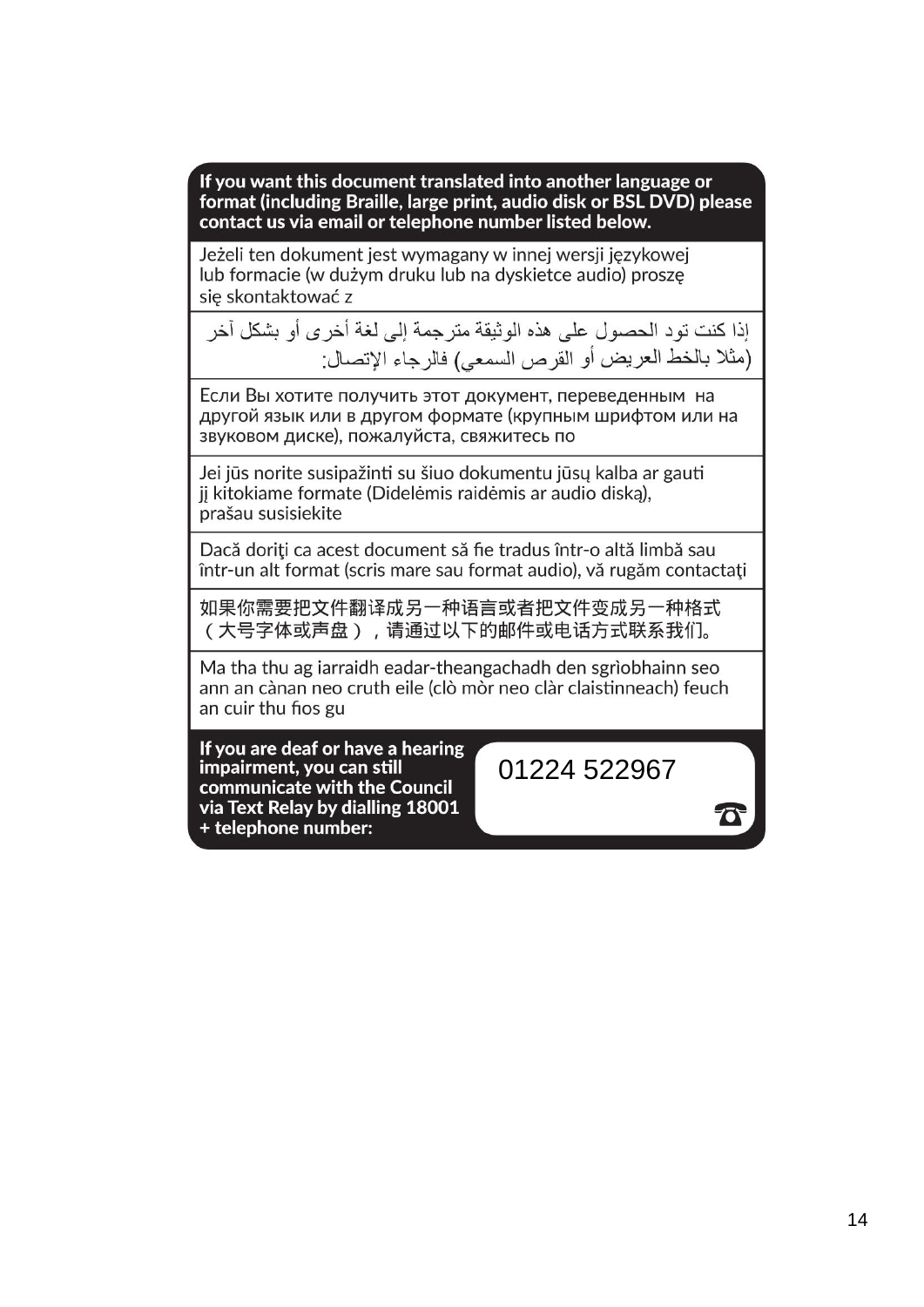**If you want this document translated into another language or format (including Braille, large print, audio disk or BSL DVD) please contact us via email or telephone number listed below.**

Jeżeli ten dokument jest wymagany w innej wersji językowej lub formacie (w dużym druku lub na dyskietce audio) proszę się skontaktować z

إذا كنت تود الحصول على هذه الوثيقة مترجمة إلى لغة أخرى أو بشكل آخر (مثلا بالخط العريض أو القرص السمعي) فالرجاء الإتصال:

Если Вы хотите получить этот документ, переведенным на другой язык или в другом формате (крупным шрифтом или на звуковом диске), пожалуйста, свяжитесь по

Jei jūs norite susipažinti su šiuo dokumentu jūsų kalba ar gauti jį kitokiame formate (Didelėmis raidėmis ar audio diską), prašau susisiekite

Dacă doriţi ca acest document să fie tradus într-o altă limbă sau într-un alt format (scris mare sau format audio), vă rugăm contactaţi

如果你需要把文件翻译成另一种语言或者把文件变成另一种格式（大号字体或声盘），请通过以下的邮件或电话方式联系我们。

Ma tha thu ag iarraidh eadar-theangachadh den sgrìobhainn seo ann an cànan neo cruth eile (clò mòr neo clàr claistinneach) feuch an cuir thu fios gu

**If you are deaf or have a hearing impairment, you can still communicate with the Council via Text Relay by dialling 18001 + telephone number:**

01224 522967